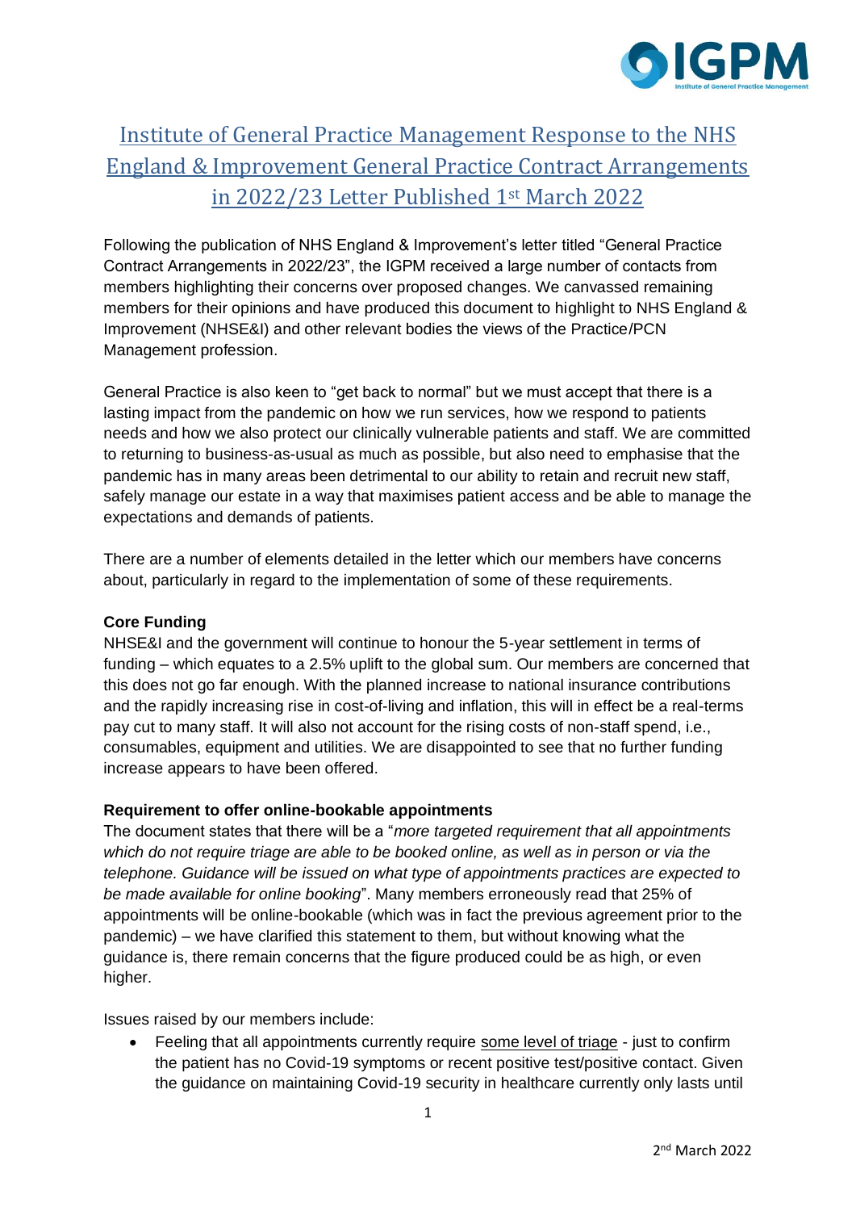# Institute of General Practice Management Response to the NHS England & Improvement General Practice Contract Arrangements in 2022/23 Letter Published 1st March 2022

Following the publication of NHS England & Improvement's letter titled "General Practice Contract Arrangements in 2022/23", the IGPM received a large number of contacts from members highlighting their concerns over proposed changes. We canvassed remaining members for their opinions and have produced this document to highlight to NHS England & Improvement (NHSE&I) and other relevant bodies the views of the Practice/PCN Management profession.

General Practice is also keen to "get back to normal" but we must accept that there is a lasting impact from the pandemic on how we run services, how we respond to patients needs and how we also protect our clinically vulnerable patients and staff. We are committed to returning to business-as-usual as much as possible, but also need to emphasise that the pandemic has in many areas been detrimental to our ability to retain and recruit new staff, safely manage our estate in a way that maximises patient access and be able to manage the expectations and demands of patients.

There are a number of elements detailed in the letter which our members have concerns about, particularly in regard to the implementation of some of these requirements.

**Core Funding**

NHSE&I and the government will continue to honour the 5-year settlement in terms of funding – which equates to a 2.5% uplift to the global sum. Our members are concerned that this does not go far enough. With the planned increase to national insurance contributions and the rapidly increasing rise in cost-of-living and inflation, this will in effect be a real-terms pay cut to many staff. It will also not account for the rising costs of non-staff spend, i.e., consumables, equipment and utilities. We are disappointed to see that no further funding increase appears to have been offered.

**Requirement to offer online-bookable appointments**

The document states that there will be a "*more targeted requirement that all appointments which do not require triage are able to be booked online, as well as in person or via the telephone. Guidance will be issued on what type of appointments practices are expected to be made available for online booking*". Many members erroneously read that 25% of appointments will be online-bookable (which was in fact the previous agreement prior to the pandemic) – we have clarified this statement to them, but without knowing what the guidance is, there remain concerns that the figure produced could be as high, or even higher.

Issues raised by our members include:

- Feeling that all appointments currently require some level of triage - just to confirm the patient has no Covid-19 symptoms or recent positive test/positive contact. Given the guidance on maintaining Covid-19 security in healthcare currently only lasts until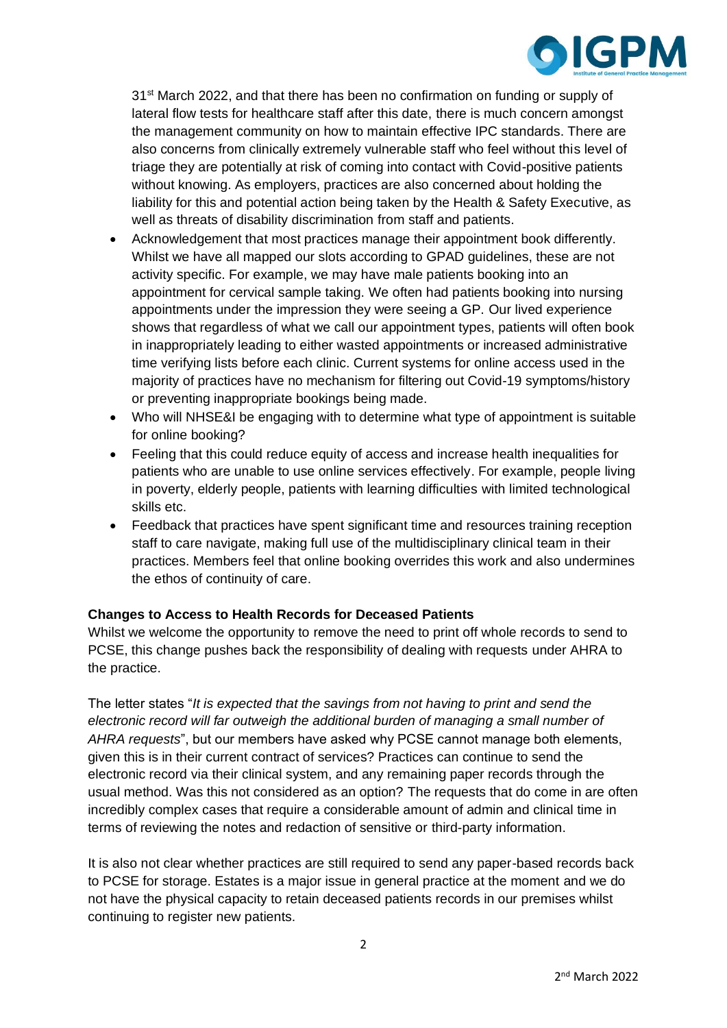31st March 2022, and that there has been no confirmation on funding or supply of lateral flow tests for healthcare staff after this date, there is much concern amongst the management community on how to maintain effective IPC standards. There are also concerns from clinically extremely vulnerable staff who feel without this level of triage they are potentially at risk of coming into contact with Covid-positive patients without knowing. As employers, practices are also concerned about holding the liability for this and potential action being taken by the Health & Safety Executive, as well as threats of disability discrimination from staff and patients.

- Acknowledgement that most practices manage their appointment book differently. Whilst we have all mapped our slots according to GPAD guidelines, these are not activity specific. For example, we may have male patients booking into an appointment for cervical sample taking. We often had patients booking into nursing appointments under the impression they were seeing a GP. Our lived experience shows that regardless of what we call our appointment types, patients will often book in inappropriately leading to either wasted appointments or increased administrative time verifying lists before each clinic. Current systems for online access used in the majority of practices have no mechanism for filtering out Covid-19 symptoms/history or preventing inappropriate bookings being made.
- Who will NHSE&I be engaging with to determine what type of appointment is suitable for online booking?
- Feeling that this could reduce equity of access and increase health inequalities for patients who are unable to use online services effectively. For example, people living in poverty, elderly people, patients with learning difficulties with limited technological skills etc.
- Feedback that practices have spent significant time and resources training reception staff to care navigate, making full use of the multidisciplinary clinical team in their practices. Members feel that online booking overrides this work and also undermines the ethos of continuity of care.

**Changes to Access to Health Records for Deceased Patients**

Whilst we welcome the opportunity to remove the need to print off whole records to send to PCSE, this change pushes back the responsibility of dealing with requests under AHRA to the practice.

The letter states "*It is expected that the savings from not having to print and send the electronic record will far outweigh the additional burden of managing a small number of AHRA requests*", but our members have asked why PCSE cannot manage both elements, given this is in their current contract of services? Practices can continue to send the electronic record via their clinical system, and any remaining paper records through the usual method. Was this not considered as an option? The requests that do come in are often incredibly complex cases that require a considerable amount of admin and clinical time in terms of reviewing the notes and redaction of sensitive or third-party information.

It is also not clear whether practices are still required to send any paper-based records back to PCSE for storage. Estates is a major issue in general practice at the moment and we do not have the physical capacity to retain deceased patients records in our premises whilst continuing to register new patients.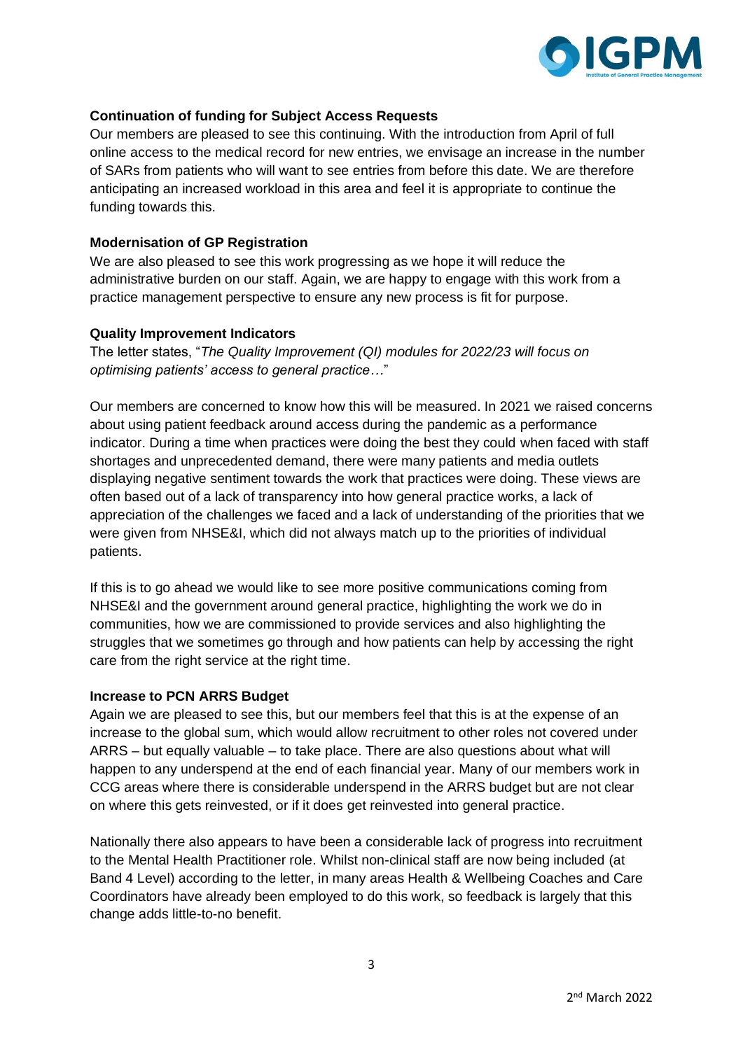**Continuation of funding for Subject Access Requests**

Our members are pleased to see this continuing. With the introduction from April of full online access to the medical record for new entries, we envisage an increase in the number of SARs from patients who will want to see entries from before this date. We are therefore anticipating an increased workload in this area and feel it is appropriate to continue the funding towards this.

**Modernisation of GP Registration**

We are also pleased to see this work progressing as we hope it will reduce the administrative burden on our staff. Again, we are happy to engage with this work from a practice management perspective to ensure any new process is fit for purpose.

**Quality Improvement Indicators**

The letter states, "*The Quality Improvement (QI) modules for 2022/23 will focus on optimising patients' access to general practice…*"

Our members are concerned to know how this will be measured. In 2021 we raised concerns about using patient feedback around access during the pandemic as a performance indicator. During a time when practices were doing the best they could when faced with staff shortages and unprecedented demand, there were many patients and media outlets displaying negative sentiment towards the work that practices were doing. These views are often based out of a lack of transparency into how general practice works, a lack of appreciation of the challenges we faced and a lack of understanding of the priorities that we were given from NHSE&I, which did not always match up to the priorities of individual patients.

If this is to go ahead we would like to see more positive communications coming from NHSE&I and the government around general practice, highlighting the work we do in communities, how we are commissioned to provide services and also highlighting the struggles that we sometimes go through and how patients can help by accessing the right care from the right service at the right time.

**Increase to PCN ARRS Budget**

Again we are pleased to see this, but our members feel that this is at the expense of an increase to the global sum, which would allow recruitment to other roles not covered under ARRS – but equally valuable – to take place. There are also questions about what will happen to any underspend at the end of each financial year. Many of our members work in CCG areas where there is considerable underspend in the ARRS budget but are not clear on where this gets reinvested, or if it does get reinvested into general practice.

Nationally there also appears to have been a considerable lack of progress into recruitment to the Mental Health Practitioner role. Whilst non-clinical staff are now being included (at Band 4 Level) according to the letter, in many areas Health & Wellbeing Coaches and Care Coordinators have already been employed to do this work, so feedback is largely that this change adds little-to-no benefit.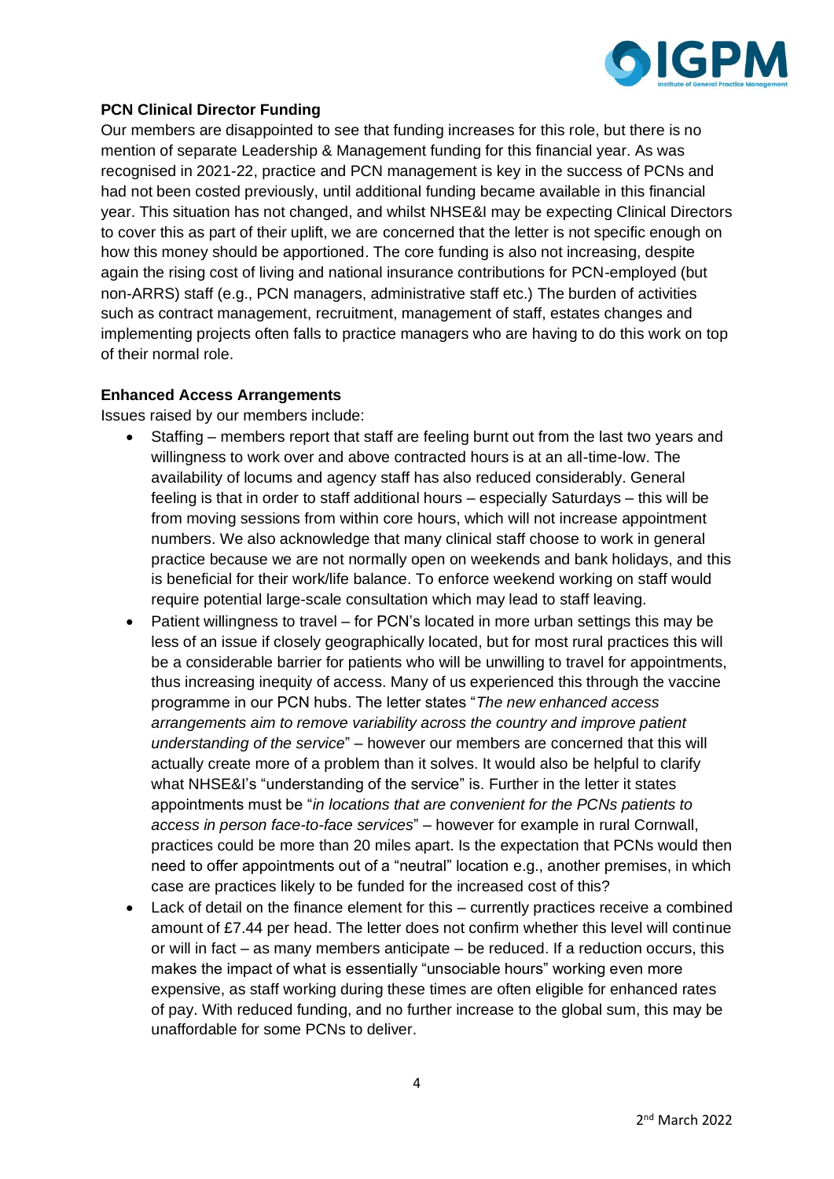**PCN Clinical Director Funding**

Our members are disappointed to see that funding increases for this role, but there is no mention of separate Leadership & Management funding for this financial year. As was recognised in 2021-22, practice and PCN management is key in the success of PCNs and had not been costed previously, until additional funding became available in this financial year. This situation has not changed, and whilst NHSE&I may be expecting Clinical Directors to cover this as part of their uplift, we are concerned that the letter is not specific enough on how this money should be apportioned. The core funding is also not increasing, despite again the rising cost of living and national insurance contributions for PCN-employed (but non-ARRS) staff (e.g., PCN managers, administrative staff etc.) The burden of activities such as contract management, recruitment, management of staff, estates changes and implementing projects often falls to practice managers who are having to do this work on top of their normal role.

**Enhanced Access Arrangements**

Issues raised by our members include:

- Staffing – members report that staff are feeling burnt out from the last two years and willingness to work over and above contracted hours is at an all-time-low. The availability of locums and agency staff has also reduced considerably. General feeling is that in order to staff additional hours – especially Saturdays – this will be from moving sessions from within core hours, which will not increase appointment numbers. We also acknowledge that many clinical staff choose to work in general practice because we are not normally open on weekends and bank holidays, and this is beneficial for their work/life balance. To enforce weekend working on staff would require potential large-scale consultation which may lead to staff leaving.
- Patient willingness to travel – for PCN's located in more urban settings this may be less of an issue if closely geographically located, but for most rural practices this will be a considerable barrier for patients who will be unwilling to travel for appointments, thus increasing inequity of access. Many of us experienced this through the vaccine programme in our PCN hubs. The letter states "*The new enhanced access arrangements aim to remove variability across the country and improve patient understanding of the service*" – however our members are concerned that this will actually create more of a problem than it solves. It would also be helpful to clarify what NHSE&I's "understanding of the service" is. Further in the letter it states appointments must be "*in locations that are convenient for the PCNs patients to access in person face-to-face services*" – however for example in rural Cornwall, practices could be more than 20 miles apart. Is the expectation that PCNs would then need to offer appointments out of a "neutral" location e.g., another premises, in which case are practices likely to be funded for the increased cost of this?
- Lack of detail on the finance element for this – currently practices receive a combined amount of £7.44 per head. The letter does not confirm whether this level will continue or will in fact – as many members anticipate – be reduced. If a reduction occurs, this makes the impact of what is essentially "unsociable hours" working even more expensive, as staff working during these times are often eligible for enhanced rates of pay. With reduced funding, and no further increase to the global sum, this may be unaffordable for some PCNs to deliver.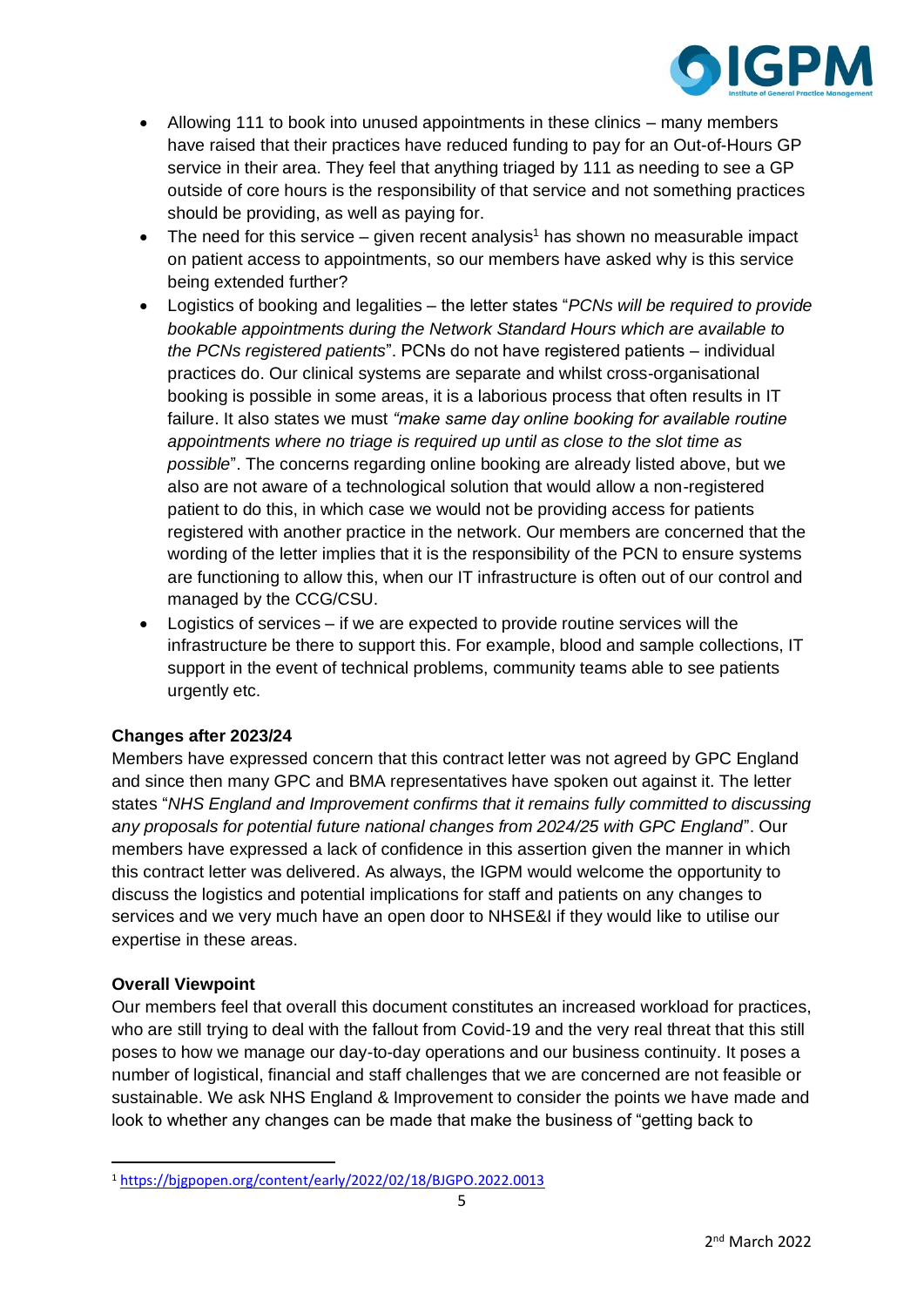- Allowing 111 to book into unused appointments in these clinics – many members have raised that their practices have reduced funding to pay for an Out-of-Hours GP service in their area. They feel that anything triaged by 111 as needing to see a GP outside of core hours is the responsibility of that service and not something practices should be providing, as well as paying for.
- The need for this service – given recent analysis[1] has shown no measurable impact on patient access to appointments, so our members have asked why is this service being extended further?
- Logistics of booking and legalities – the letter states "*PCNs will be required to provide bookable appointments during the Network Standard Hours which are available to the PCNs registered patients*". PCNs do not have registered patients – individual practices do. Our clinical systems are separate and whilst cross-organisational booking is possible in some areas, it is a laborious process that often results in IT failure. It also states we must *"make same day online booking for available routine appointments where no triage is required up until as close to the slot time as possible*". The concerns regarding online booking are already listed above, but we also are not aware of a technological solution that would allow a non-registered patient to do this, in which case we would not be providing access for patients registered with another practice in the network. Our members are concerned that the wording of the letter implies that it is the responsibility of the PCN to ensure systems are functioning to allow this, when our IT infrastructure is often out of our control and managed by the CCG/CSU.
- Logistics of services – if we are expected to provide routine services will the infrastructure be there to support this. For example, blood and sample collections, IT support in the event of technical problems, community teams able to see patients urgently etc.

**Changes after 2023/24**

Members have expressed concern that this contract letter was not agreed by GPC England and since then many GPC and BMA representatives have spoken out against it. The letter states "*NHS England and Improvement confirms that it remains fully committed to discussing any proposals for potential future national changes from 2024/25 with GPC England*". Our members have expressed a lack of confidence in this assertion given the manner in which this contract letter was delivered. As always, the IGPM would welcome the opportunity to discuss the logistics and potential implications for staff and patients on any changes to services and we very much have an open door to NHSE&I if they would like to utilise our expertise in these areas.

**Overall Viewpoint**

Our members feel that overall this document constitutes an increased workload for practices, who are still trying to deal with the fallout from Covid-19 and the very real threat that this still poses to how we manage our day-to-day operations and our business continuity. It poses a number of logistical, financial and staff challenges that we are concerned are not feasible or sustainable. We ask NHS England & Improvement to consider the points we have made and look to whether any changes can be made that make the business of "getting back to

[1] https://bjgpopen.org/content/early/2022/02/18/BJGPO.2022.0013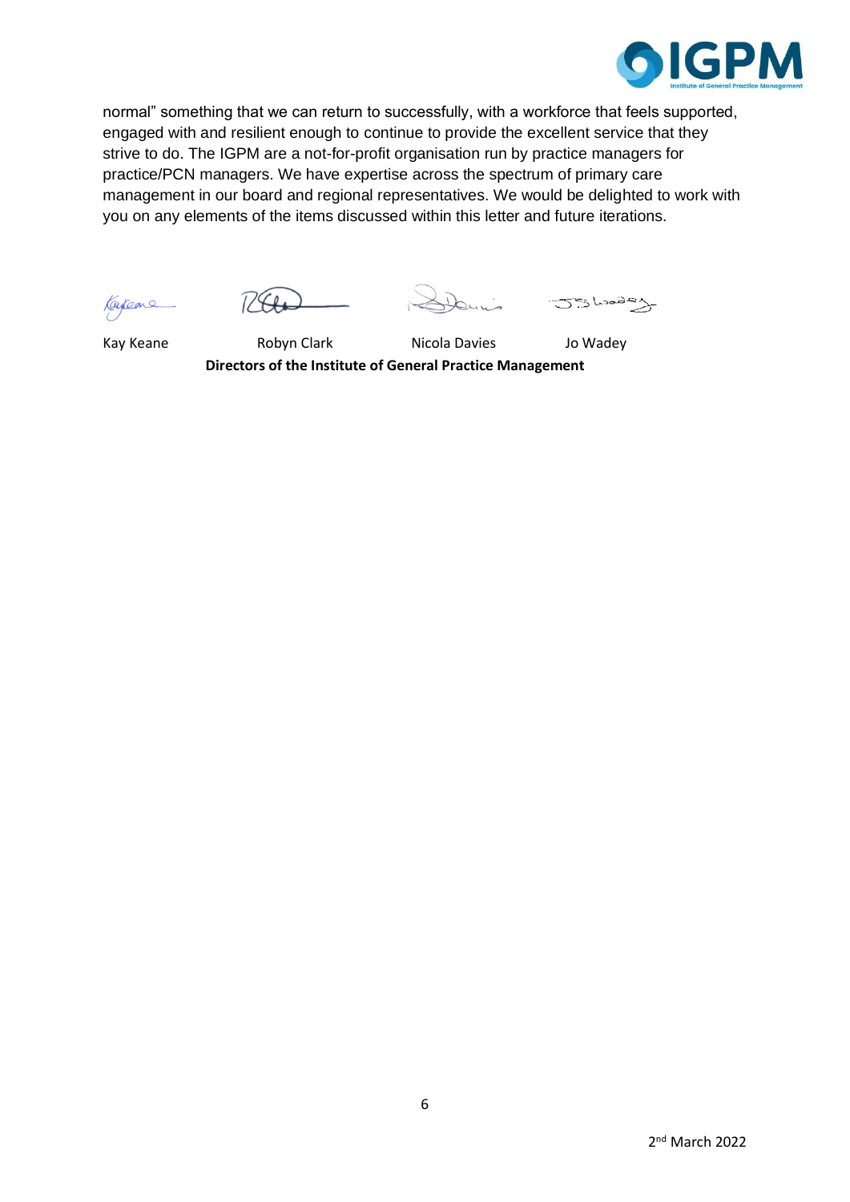normal" something that we can return to successfully, with a workforce that feels supported, engaged with and resilient enough to continue to provide the excellent service that they strive to do. The IGPM are a not-for-profit organisation run by practice managers for practice/PCN managers. We have expertise across the spectrum of primary care management in our board and regional representatives. We would be delighted to work with you on any elements of the items discussed within this letter and future iterations.

Kay Keane        Robyn Clark        Nicola Davies        Jo Wadey

**Directors of the Institute of General Practice Management**

2nd March 2022